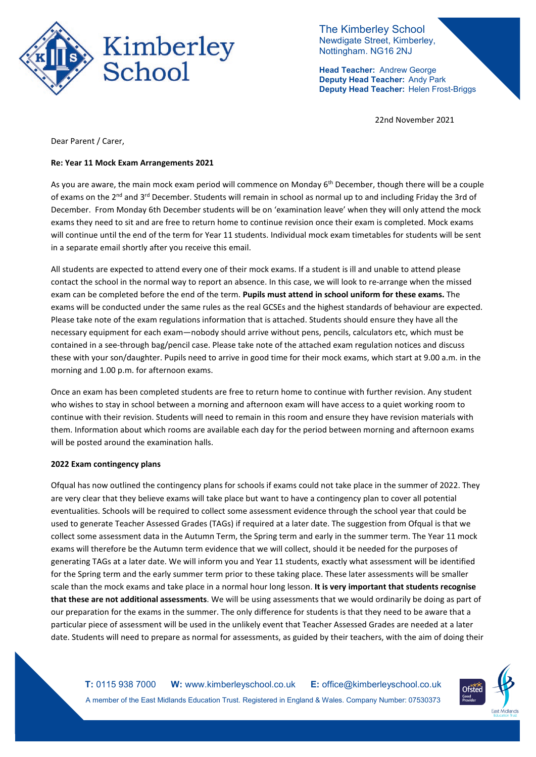The Kimberley School
Newdigate Street, Kimberley,
Nottingham. NG16 2NJ

**Head Teacher:** Andrew George
**Deputy Head Teacher:** Andy Park
**Deputy Head Teacher:** Helen Frost-Briggs

22nd November 2021

Dear Parent / Carer,

**Re: Year 11 Mock Exam Arrangements 2021**

As you are aware, the main mock exam period will commence on Monday 6th December, though there will be a couple of exams on the 2nd and 3rd December. Students will remain in school as normal up to and including Friday the 3rd of December. From Monday 6th December students will be on 'examination leave' when they will only attend the mock exams they need to sit and are free to return home to continue revision once their exam is completed. Mock exams will continue until the end of the term for Year 11 students. Individual mock exam timetables for students will be sent in a separate email shortly after you receive this email.

All students are expected to attend every one of their mock exams. If a student is ill and unable to attend please contact the school in the normal way to report an absence. In this case, we will look to re-arrange when the missed exam can be completed before the end of the term. **Pupils must attend in school uniform for these exams.** The exams will be conducted under the same rules as the real GCSEs and the highest standards of behaviour are expected. Please take note of the exam regulations information that is attached. Students should ensure they have all the necessary equipment for each exam—nobody should arrive without pens, pencils, calculators etc, which must be contained in a see-through bag/pencil case. Please take note of the attached exam regulation notices and discuss these with your son/daughter. Pupils need to arrive in good time for their mock exams, which start at 9.00 a.m. in the morning and 1.00 p.m. for afternoon exams.

Once an exam has been completed students are free to return home to continue with further revision. Any student who wishes to stay in school between a morning and afternoon exam will have access to a quiet working room to continue with their revision. Students will need to remain in this room and ensure they have revision materials with them. Information about which rooms are available each day for the period between morning and afternoon exams will be posted around the examination halls.

**2022 Exam contingency plans**

Ofqual has now outlined the contingency plans for schools if exams could not take place in the summer of 2022. They are very clear that they believe exams will take place but want to have a contingency plan to cover all potential eventualities. Schools will be required to collect some assessment evidence through the school year that could be used to generate Teacher Assessed Grades (TAGs) if required at a later date. The suggestion from Ofqual is that we collect some assessment data in the Autumn Term, the Spring term and early in the summer term. The Year 11 mock exams will therefore be the Autumn term evidence that we will collect, should it be needed for the purposes of generating TAGs at a later date. We will inform you and Year 11 students, exactly what assessment will be identified for the Spring term and the early summer term prior to these taking place. These later assessments will be smaller scale than the mock exams and take place in a normal hour long lesson. **It is very important that students recognise that these are not additional assessments**. We will be using assessments that we would ordinarily be doing as part of our preparation for the exams in the summer. The only difference for students is that they need to be aware that a particular piece of assessment will be used in the unlikely event that Teacher Assessed Grades are needed at a later date. Students will need to prepare as normal for assessments, as guided by their teachers, with the aim of doing their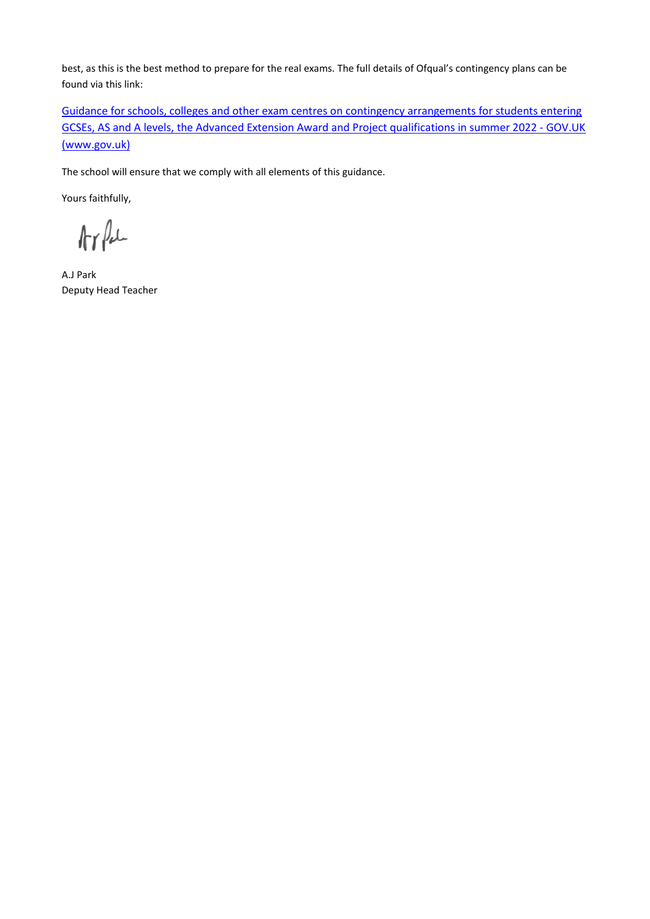best, as this is the best method to prepare for the real exams. The full details of Ofqual's contingency plans can be found via this link:

[Guidance for schools, colleges and other exam centres on contingency arrangements for students entering GCSEs, AS and A levels, the Advanced Extension Award and Project qualifications in summer 2022 - GOV.UK (www.gov.uk)]

The school will ensure that we comply with all elements of this guidance.

Yours faithfully,

A.J Park
Deputy Head Teacher